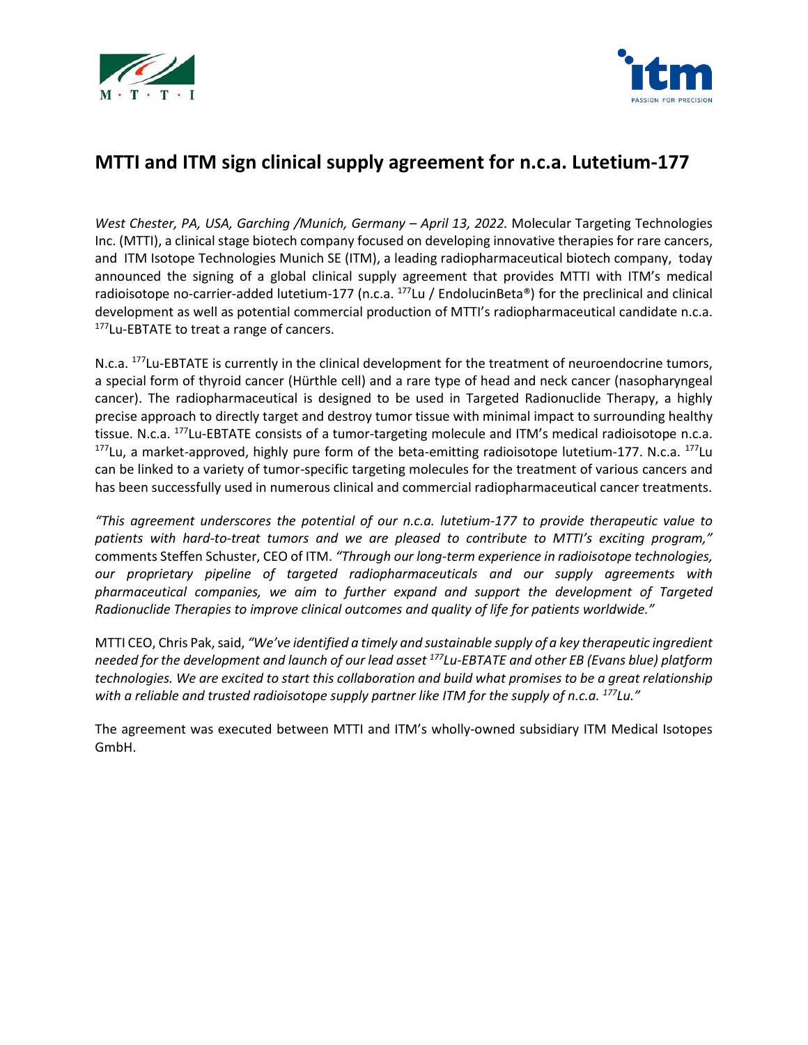# MTTI and ITM sign clinical supply agreement for n.c.a. Lutetium-177

*West Chester, PA, USA, Garching /Munich, Germany – April 13, 2022.* Molecular Targeting Technologies Inc. (MTTI), a clinical stage biotech company focused on developing innovative therapies for rare cancers, and ITM Isotope Technologies Munich SE (ITM), a leading radiopharmaceutical biotech company, today announced the signing of a global clinical supply agreement that provides MTTI with ITM's medical radioisotope no-carrier-added lutetium-177 (n.c.a. $^{177}$Lu / EndolucinBeta®) for the preclinical and clinical development as well as potential commercial production of MTTI's radiopharmaceutical candidate n.c.a. $^{177}$Lu-EBTATE to treat a range of cancers.

N.c.a. $^{177}$Lu-EBTATE is currently in the clinical development for the treatment of neuroendocrine tumors, a special form of thyroid cancer (Hürthle cell) and a rare type of head and neck cancer (nasopharyngeal cancer). The radiopharmaceutical is designed to be used in Targeted Radionuclide Therapy, a highly precise approach to directly target and destroy tumor tissue with minimal impact to surrounding healthy tissue. N.c.a. $^{177}$Lu-EBTATE consists of a tumor-targeting molecule and ITM's medical radioisotope n.c.a. $^{177}$Lu, a market-approved, highly pure form of the beta-emitting radioisotope lutetium-177. N.c.a. $^{177}$Lu can be linked to a variety of tumor-specific targeting molecules for the treatment of various cancers and has been successfully used in numerous clinical and commercial radiopharmaceutical cancer treatments.

*"This agreement underscores the potential of our n.c.a. lutetium-177 to provide therapeutic value to patients with hard-to-treat tumors and we are pleased to contribute to MTTI's exciting program,"* comments Steffen Schuster, CEO of ITM. *"Through our long-term experience in radioisotope technologies, our proprietary pipeline of targeted radiopharmaceuticals and our supply agreements with pharmaceutical companies, we aim to further expand and support the development of Targeted Radionuclide Therapies to improve clinical outcomes and quality of life for patients worldwide."*

MTTI CEO, Chris Pak, said, *"We've identified a timely and sustainable supply of a key therapeutic ingredient needed for the development and launch of our lead asset $^{177}$Lu-EBTATE and other EB (Evans blue) platform technologies. We are excited to start this collaboration and build what promises to be a great relationship with a reliable and trusted radioisotope supply partner like ITM for the supply of n.c.a. $^{177}$Lu."*

The agreement was executed between MTTI and ITM's wholly-owned subsidiary ITM Medical Isotopes GmbH.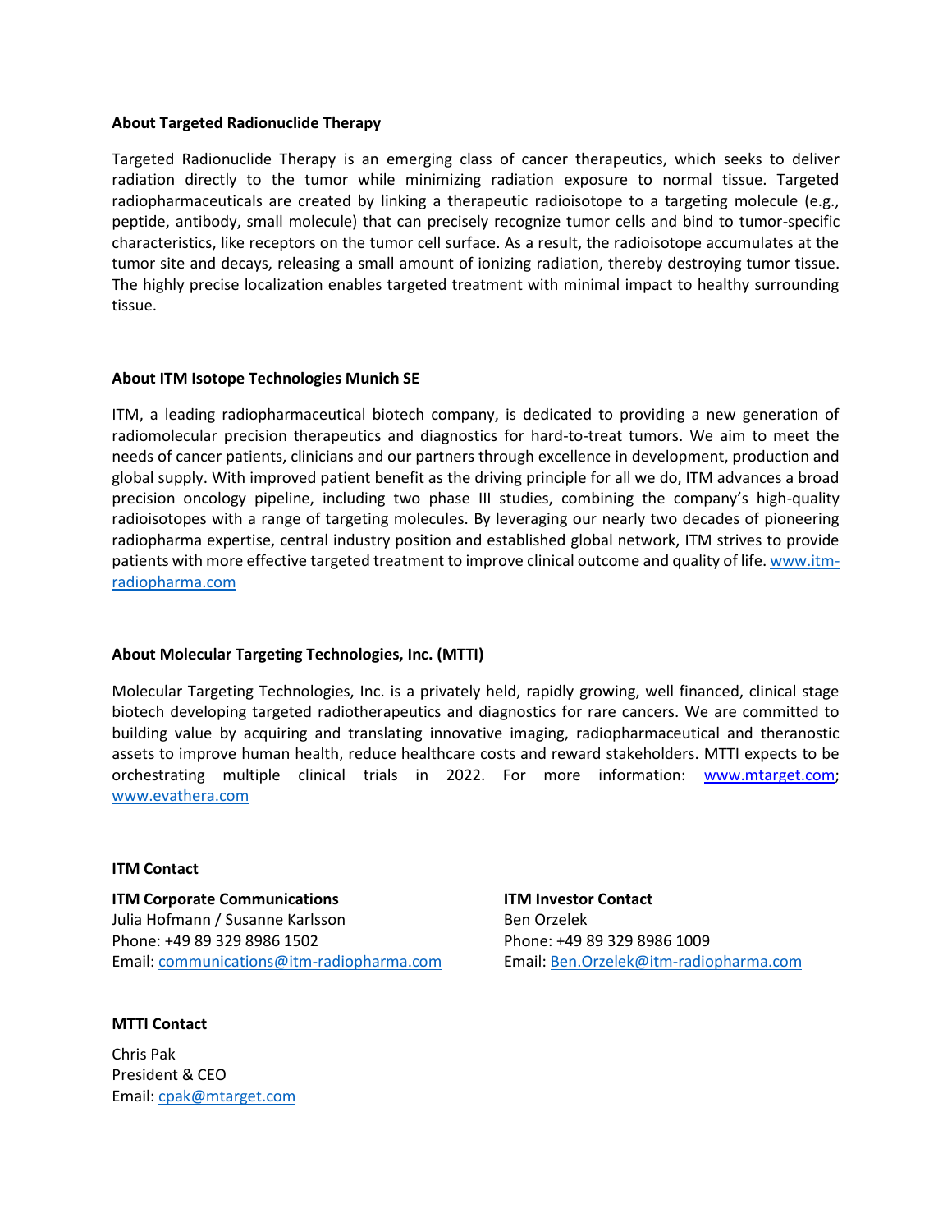**About Targeted Radionuclide Therapy**

Targeted Radionuclide Therapy is an emerging class of cancer therapeutics, which seeks to deliver radiation directly to the tumor while minimizing radiation exposure to normal tissue. Targeted radiopharmaceuticals are created by linking a therapeutic radioisotope to a targeting molecule (e.g., peptide, antibody, small molecule) that can precisely recognize tumor cells and bind to tumor-specific characteristics, like receptors on the tumor cell surface. As a result, the radioisotope accumulates at the tumor site and decays, releasing a small amount of ionizing radiation, thereby destroying tumor tissue. The highly precise localization enables targeted treatment with minimal impact to healthy surrounding tissue.

**About ITM Isotope Technologies Munich SE**

ITM, a leading radiopharmaceutical biotech company, is dedicated to providing a new generation of radiomolecular precision therapeutics and diagnostics for hard-to-treat tumors. We aim to meet the needs of cancer patients, clinicians and our partners through excellence in development, production and global supply. With improved patient benefit as the driving principle for all we do, ITM advances a broad precision oncology pipeline, including two phase III studies, combining the company's high-quality radioisotopes with a range of targeting molecules. By leveraging our nearly two decades of pioneering radiopharma expertise, central industry position and established global network, ITM strives to provide patients with more effective targeted treatment to improve clinical outcome and quality of life. www.itm-radiopharma.com

**About Molecular Targeting Technologies, Inc. (MTTI)**

Molecular Targeting Technologies, Inc. is a privately held, rapidly growing, well financed, clinical stage biotech developing targeted radiotherapeutics and diagnostics for rare cancers. We are committed to building value by acquiring and translating innovative imaging, radiopharmaceutical and theranostic assets to improve human health, reduce healthcare costs and reward stakeholders. MTTI expects to be orchestrating multiple clinical trials in 2022. For more information: www.mtarget.com; www.evathera.com

**ITM Contact**

**ITM Corporate Communications**
Julia Hofmann / Susanne Karlsson
Phone: +49 89 329 8986 1502
Email: communications@itm-radiopharma.com

**ITM Investor Contact**
Ben Orzelek
Phone: +49 89 329 8986 1009
Email: Ben.Orzelek@itm-radiopharma.com

**MTTI Contact**

Chris Pak
President & CEO
Email: cpak@mtarget.com